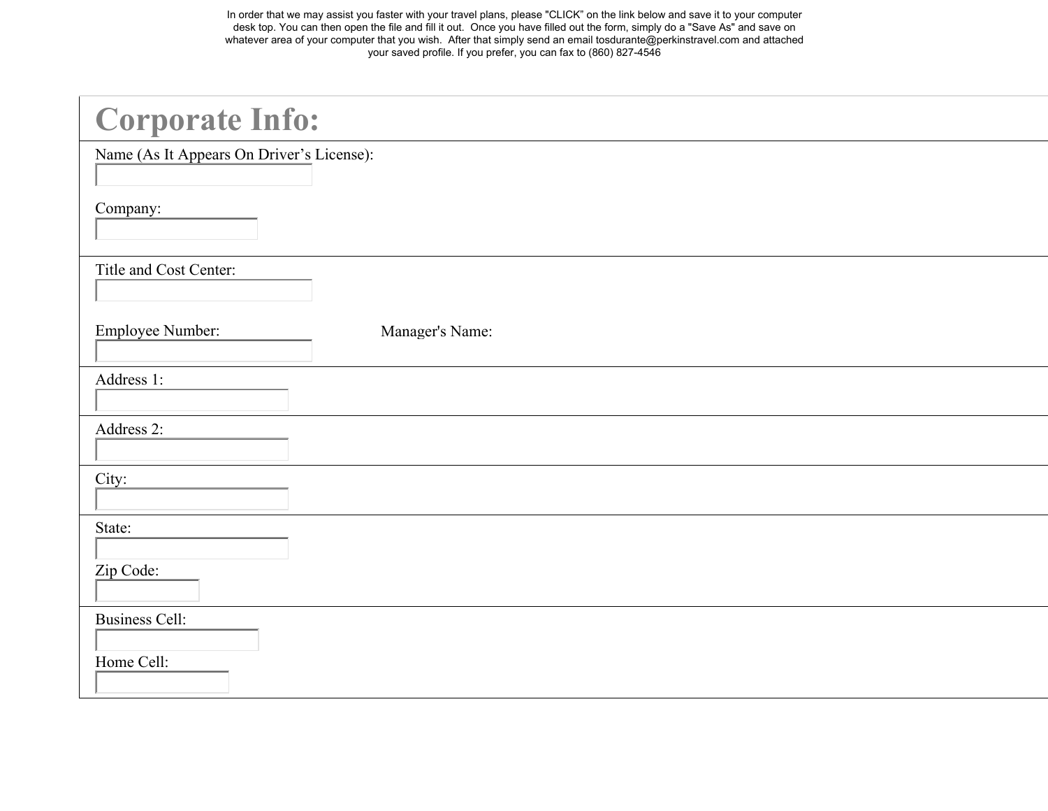In order that we may assist you faster with your travel plans, please "CLICK" on the link below and save it to your computer desk top. You can then open the file and fill it out. Once you have filled out the form, simply do a "Save As" and save on whatever area of your computer that you wish. After that simply send an email tosdurante@perkinstravel.com and attached your saved profile. If you prefer, you can fax to (860) 827-4546

# Corporate Info:

Name (As It Appears On Driver's License):

Company:

Title and Cost Center:

Employee Number:

Manager's Name:

Address 1:

Address 2:

City:

State:

Zip Code:

Business Cell:

Home Cell: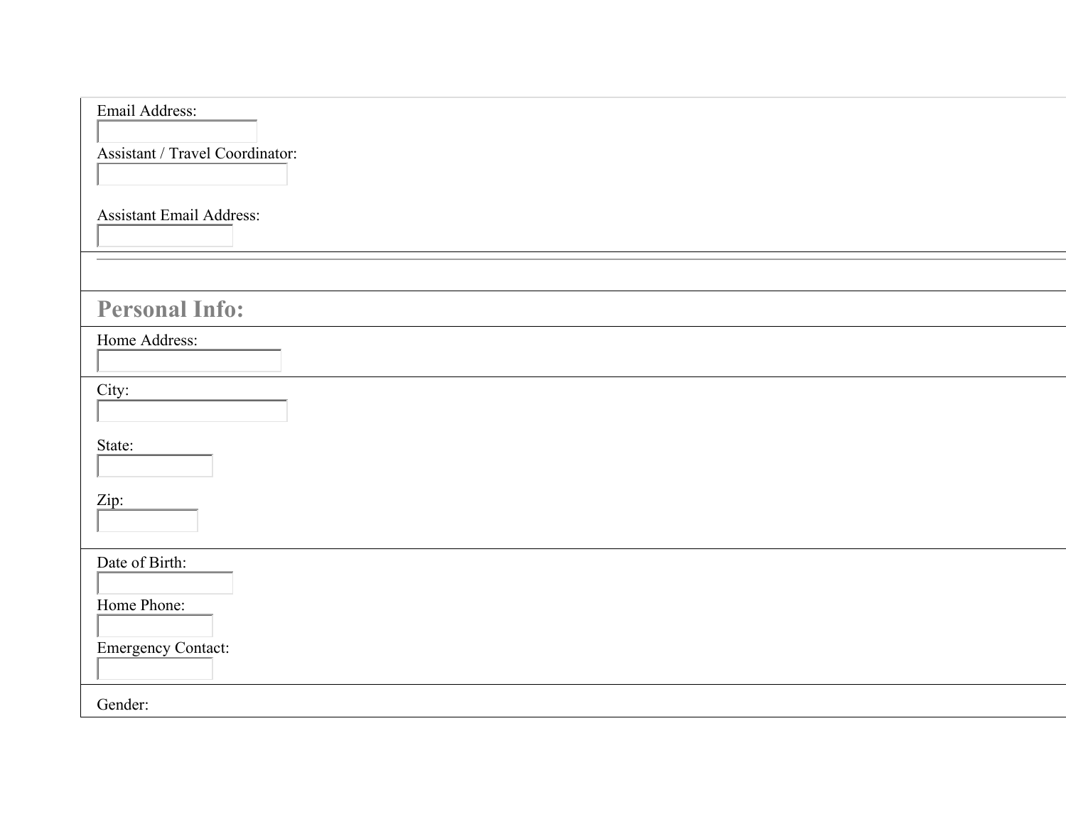Email Address:

Assistant / Travel Coordinator:

Assistant Email Address:

---

## Personal Info:

Home Address:

City:

State:

Zip:

Date of Birth:

Home Phone:

Emergency Contact:

Gender: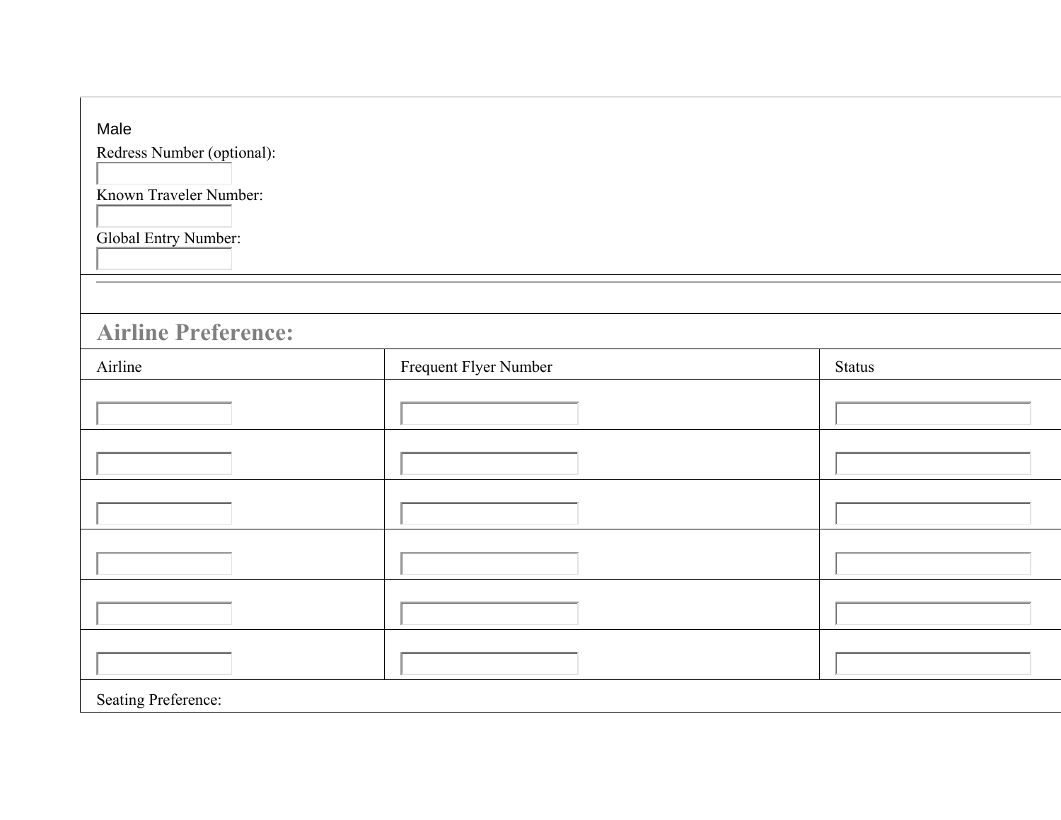Male

Redress Number (optional):

Known Traveler Number:

Global Entry Number:

---

## Airline Preference:

| Airline | Frequent Flyer Number | Status |
|---|---|---|
| | | |
| | | |
| | | |
| | | |
| | | |
| | | |

Seating Preference: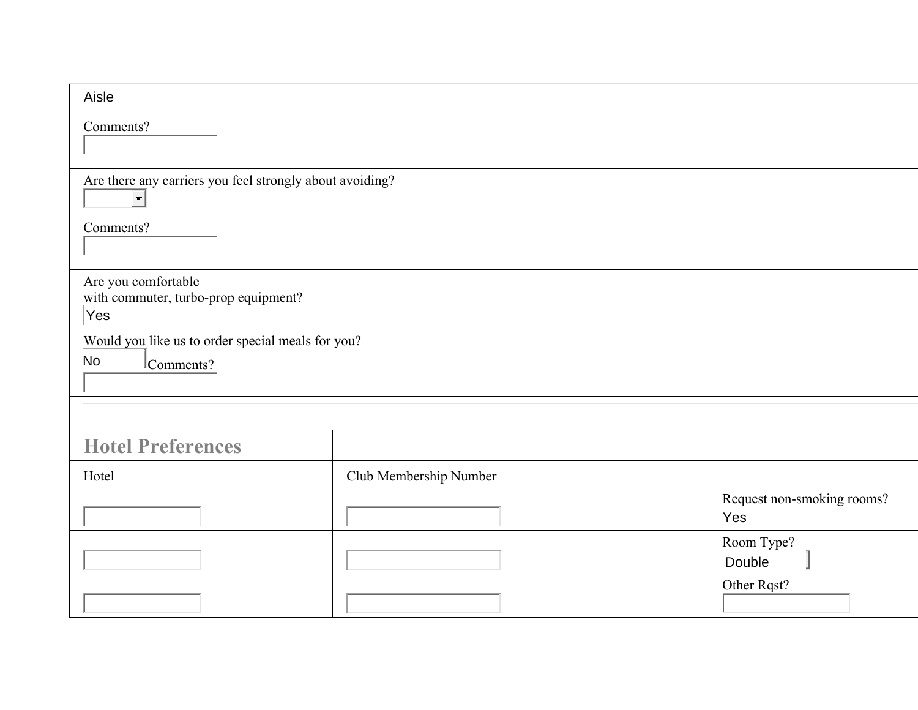Aisle

Comments?

Are there any carriers you feel strongly about avoiding?

Comments?

Are you comfortable with commuter, turbo-prop equipment?

Yes

Would you like us to order special meals for you?

No

Comments?

## Hotel Preferences

| Hotel | Club Membership Number | |
|---|---|---|
| | | Request non-smoking rooms? Yes |
| | | Room Type? Double |
| | | Other Rqst? |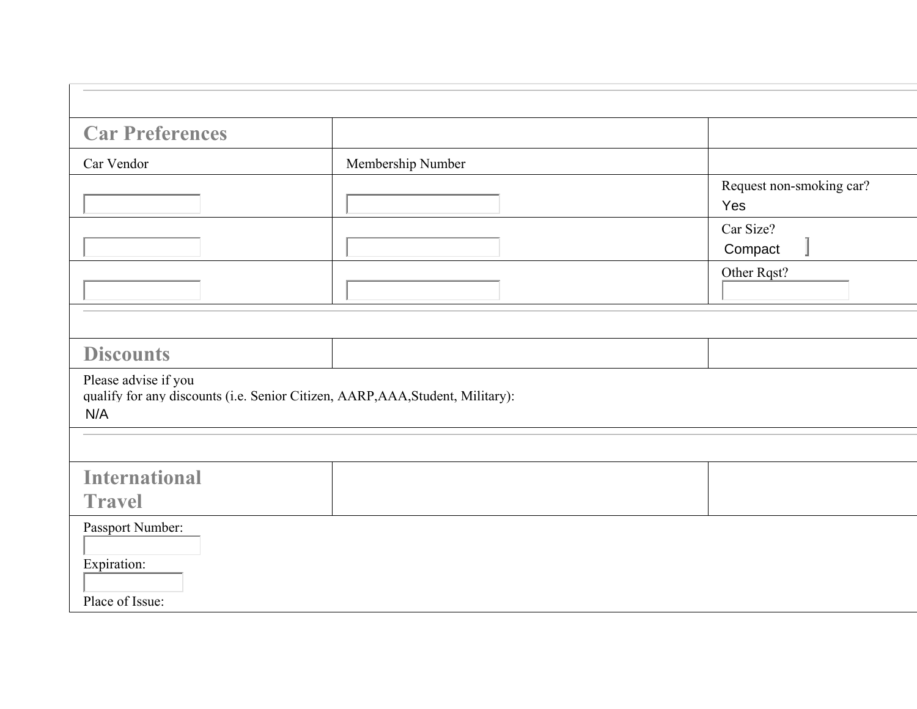## Car Preferences

| Car Vendor | Membership Number | |
|---|---|---|
| | | Request non-smoking car? Yes |
| | | Car Size? Compact |
| | | Other Rqst? |

## Discounts

Please advise if you
qualify for any discounts (i.e. Senior Citizen, AARP,AAA,Student, Military):
N/A

## International Travel

Passport Number:

Expiration:

Place of Issue: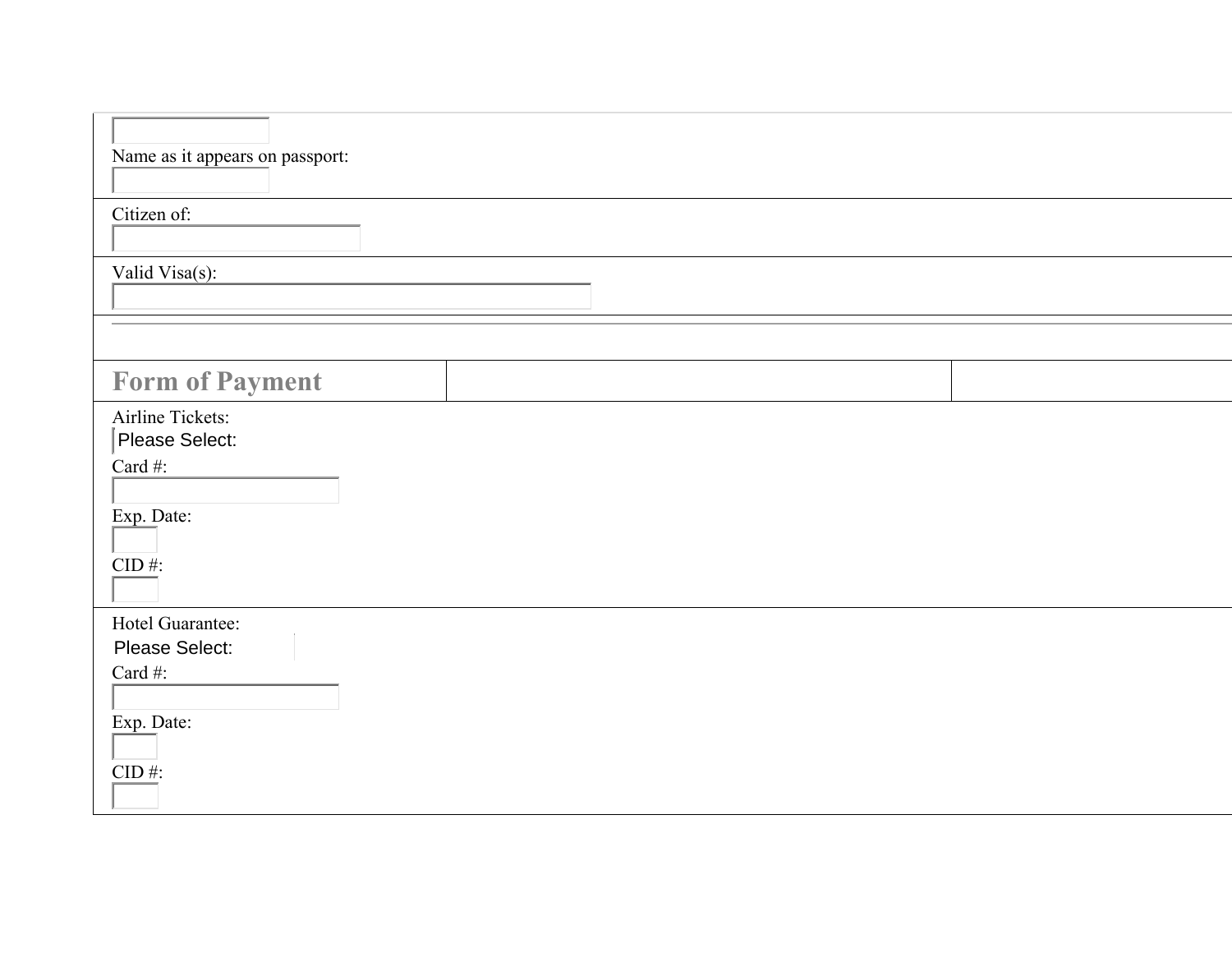Name as it appears on passport:

Citizen of:

Valid Visa(s):

## Form of Payment

Airline Tickets:

Please Select:

Card #:

Exp. Date:

CID #:

Hotel Guarantee:

Please Select:

Card #:

Exp. Date:

CID #: